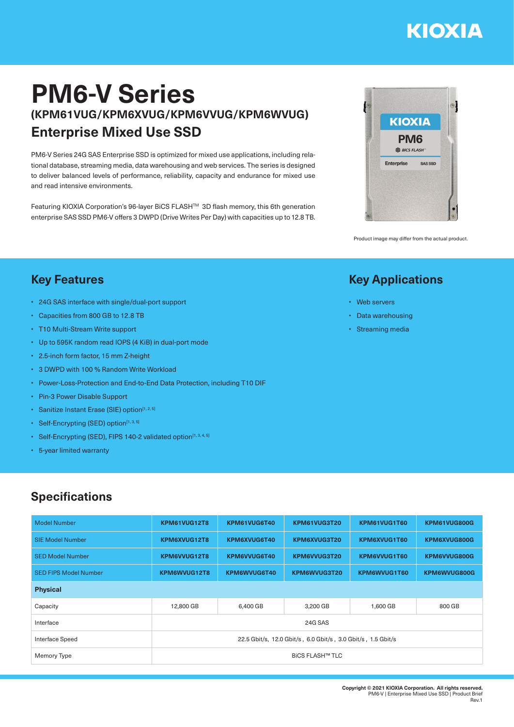# PM6-V Series

## (KPM61VUG/KPM6XVUG/KPM6VVUG/KPM6WVUG)

## Enterprise Mixed Use SSD

PM6-V Series 24G SAS Enterprise SSD is optimized for mixed use applications, including relational database, streaming media, data warehousing and web services. The series is designed to deliver balanced levels of performance, reliability, capacity and endurance for mixed use and read intensive environments.

Featuring KIOXIA Corporation's 96-layer BiCS FLASH™ 3D flash memory, this 6th generation enterprise SAS SSD PM6-V offers 3 DWPD (Drive Writes Per Day) with capacities up to 12.8 TB.

Product image may differ from the actual product.

## Key Features

- 24G SAS interface with single/dual-port support
- Capacities from 800 GB to 12.8 TB
- T10 Multi-Stream Write support
- Up to 595K random read IOPS (4 KiB) in dual-port mode
- 2.5-inch form factor, 15 mm Z-height
- 3 DWPD with 100 % Random Write Workload
- Power-Loss-Protection and End-to-End Data Protection, including T10 DIF
- Pin-3 Power Disable Support
- Sanitize Instant Erase (SIE) option[1, 2, 5]
- Self-Encrypting (SED) option[1, 3, 5]
- Self-Encrypting (SED), FIPS 140-2 validated option[1, 3, 4, 5]
- 5-year limited warranty

## Key Applications

- Web servers
- Data warehousing
- Streaming media

## Specifications

| Model Number | KPM61VUG12T8 | KPM61VUG6T40 | KPM61VUG3T20 | KPM61VUG1T60 | KPM61VUG800G |
|---|---|---|---|---|---|
| SIE Model Number | KPM6XVUG12T8 | KPM6XVUG6T40 | KPM6XVUG3T20 | KPM6XVUG1T60 | KPM6XVUG800G |
| SED Model Number | KPM6VVUG12T8 | KPM6VVUG6T40 | KPM6VVUG3T20 | KPM6VVUG1T60 | KPM6VVUG800G |
| SED FIPS Model Number | KPM6WVUG12T8 | KPM6WVUG6T40 | KPM6WVUG3T20 | KPM6WVUG1T60 | KPM6WVUG800G |
| **Physical** | | | | | |
| Capacity | 12,800 GB | 6,400 GB | 3,200 GB | 1,600 GB | 800 GB |
| Interface | 24G SAS | | | | |
| Interface Speed | 22.5 Gbit/s, 12.0 Gbit/s , 6.0 Gbit/s , 3.0 Gbit/s , 1.5 Gbit/s | | | | |
| Memory Type | BiCS FLASH™ TLC | | | | |

**Copyright © 2021 KIOXIA Corporation. All rights reserved.**
PM6-V | Enterprise Mixed Use SSD | Product Brief
Rev.1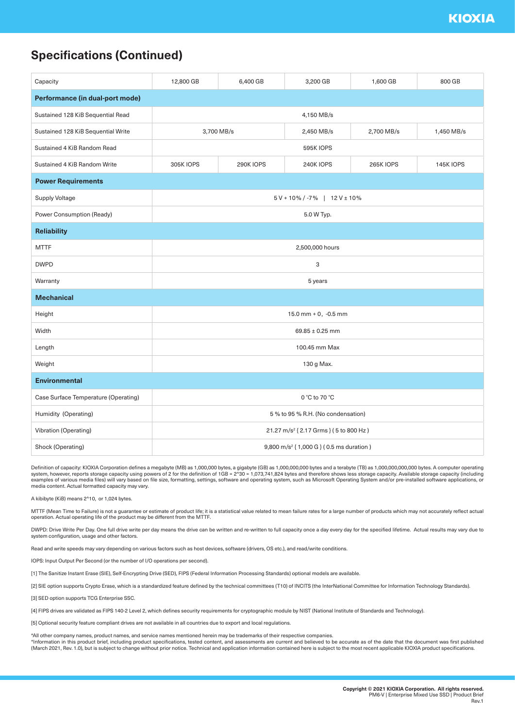## Specifications (Continued)

| Capacity | 12,800 GB | 6,400 GB | 3,200 GB | 1,600 GB | 800 GB |
|---|---|---|---|---|---|
| **Performance (in dual-port mode)** | | | | | |
| Sustained 128 KiB Sequential Read | 4,150 MB/s | | | | |
| Sustained 128 KiB Sequential Write | 3,700 MB/s | | 2,450 MB/s | 2,700 MB/s | 1,450 MB/s |
| Sustained 4 KiB Random Read | 595K IOPS | | | | |
| Sustained 4 KiB Random Write | 305K IOPS | 290K IOPS | 240K IOPS | 265K IOPS | 145K IOPS |
| **Power Requirements** | | | | | |
| Supply Voltage | 5 V + 10% / -7% \| 12 V ± 10% | | | | |
| Power Consumption (Ready) | 5.0 W Typ. | | | | |
| **Reliability** | | | | | |
| MTTF | 2,500,000 hours | | | | |
| DWPD | 3 | | | | |
| Warranty | 5 years | | | | |
| **Mechanical** | | | | | |
| Height | 15.0 mm + 0, -0.5 mm | | | | |
| Width | 69.85 ± 0.25 mm | | | | |
| Length | 100.45 mm Max | | | | |
| Weight | 130 g Max. | | | | |
| **Environmental** | | | | | |
| Case Surface Temperature (Operating) | 0 °C to 70 °C | | | | |
| Humidity (Operating) | 5 % to 95 % R.H. (No condensation) | | | | |
| Vibration (Operating) | 21.27 m/s² { 2.17 Grms } ( 5 to 800 Hz ) | | | | |
| Shock (Operating) | 9,800 m/s² { 1,000 G } ( 0.5 ms duration ) | | | | |

Definition of capacity: KIOXIA Corporation defines a megabyte (MB) as 1,000,000 bytes, a gigabyte (GB) as 1,000,000,000 bytes and a terabyte (TB) as 1,000,000,000,000 bytes. A computer operating system, however, reports storage capacity using powers of 2 for the definition of 1GB = 2^30 = 1,073,741,824 bytes and therefore shows less storage capacity. Available storage capacity (including examples of various media files) will vary based on file size, formatting, settings, software and operating system, such as Microsoft Operating System and/or pre-installed software applications, or media content. Actual formatted capacity may vary.

A kibibyte (KiB) means 2^10, or 1,024 bytes.

MTTF (Mean Time to Failure) is not a guarantee or estimate of product life; it is a statistical value related to mean failure rates for a large number of products which may not accurately reflect actual operation. Actual operating life of the product may be different from the MTTF.

DWPD: Drive Write Per Day. One full drive write per day means the drive can be written and re-written to full capacity once a day every day for the specified lifetime. Actual results may vary due to system configuration, usage and other factors.

Read and write speeds may vary depending on various factors such as host devices, software (drivers, OS etc.), and read/write conditions.

IOPS: Input Output Per Second (or the number of I/O operations per second).

[1] The Sanitize Instant Erase (SIE), Self-Encrypting Drive (SED), FIPS (Federal Information Processing Standards) optional models are available.

[2] SIE option supports Crypto Erase, which is a standardized feature defined by the technical committees (T10) of INCITS (the InterNational Committee for Information Technology Standards).

[3] SED option supports TCG Enterprise SSC.

[4] FIPS drives are validated as FIPS 140-2 Level 2, which defines security requirements for cryptographic module by NIST (National Institute of Standards and Technology).

[5] Optional security feature compliant drives are not available in all countries due to export and local regulations.

*All other company names, product names, and service names mentioned herein may be trademarks of their respective companies.
*Information in this product brief, including product specifications, tested content, and assessments are current and believed to be accurate as of the date that the document was first published (March 2021, Rev. 1.0), but is subject to change without prior notice. Technical and application information contained here is subject to the most recent applicable KIOXIA product specifications.

**Copyright © 2021 KIOXIA Corporation. All rights reserved.**
PM6-V | Enterprise Mixed Use SSD | Product Brief
Rev.1